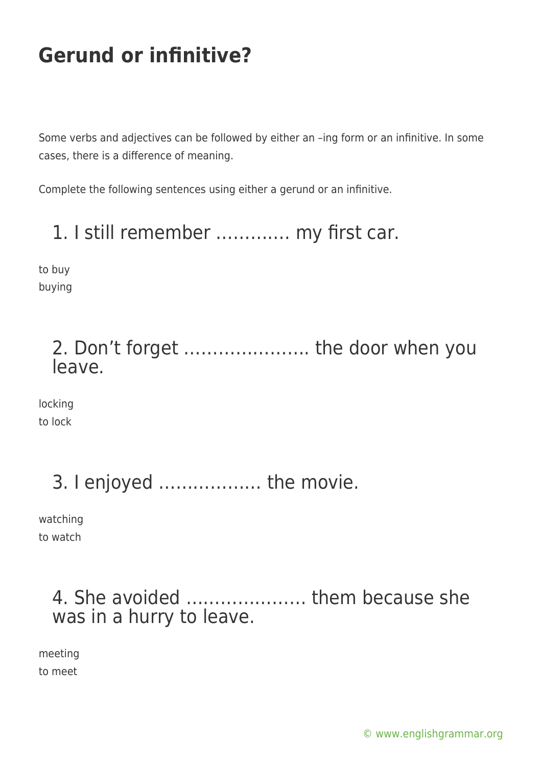# Gerund or infinitive?

Some verbs and adjectives can be followed by either an –ing form or an infinitive. In some cases, there is a difference of meaning.

Complete the following sentences using either a gerund or an infinitive.

## 1. I still remember …………. my first car.

to buy
buying

## 2. Don't forget …………………. the door when you leave.

locking
to lock

## 3. I enjoyed ……………… the movie.

watching
to watch

## 4. She avoided ………………… them because she was in a hurry to leave.

meeting
to meet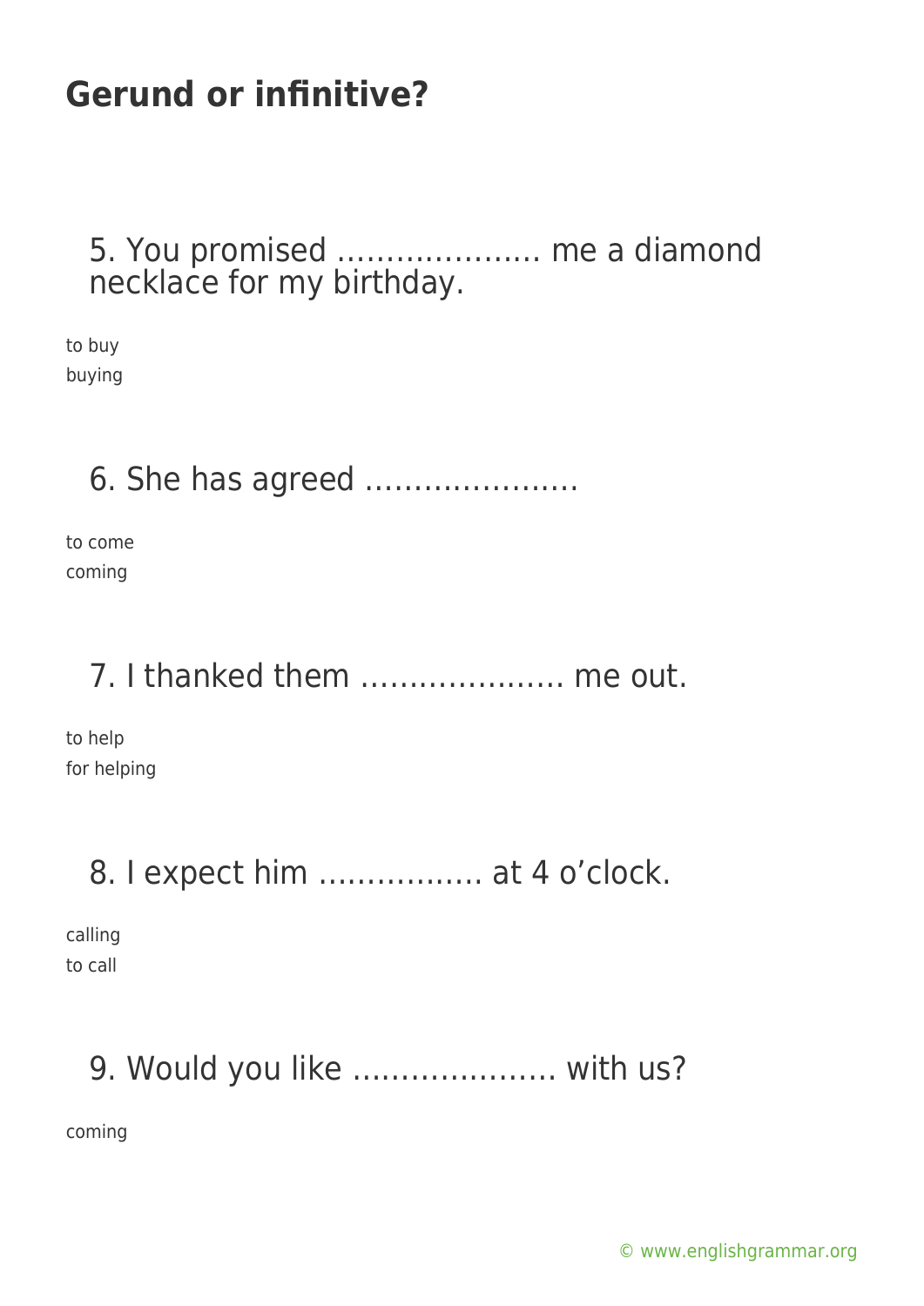# Gerund or infinitive?

5. You promised ………………… me a diamond necklace for my birthday.

to buy
buying

6. She has agreed ………………….

to come
coming

7. I thanked them ………………… me out.

to help
for helping

8. I expect him …………….. at 4 o'clock.

calling
to call

9. Would you like ………………… with us?

coming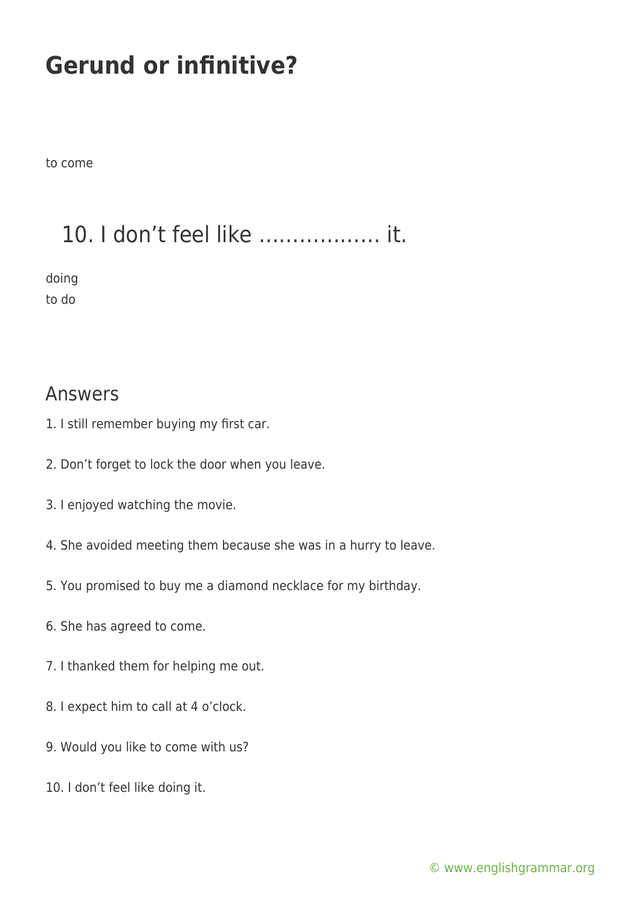# Gerund or infinitive?

to come

## 10. I don't feel like ……………… it.

doing
to do

## Answers

1. I still remember buying my first car.

2. Don't forget to lock the door when you leave.

3. I enjoyed watching the movie.

4. She avoided meeting them because she was in a hurry to leave.

5. You promised to buy me a diamond necklace for my birthday.

6. She has agreed to come.

7. I thanked them for helping me out.

8. I expect him to call at 4 o'clock.

9. Would you like to come with us?

10. I don't feel like doing it.

© www.englishgrammar.org